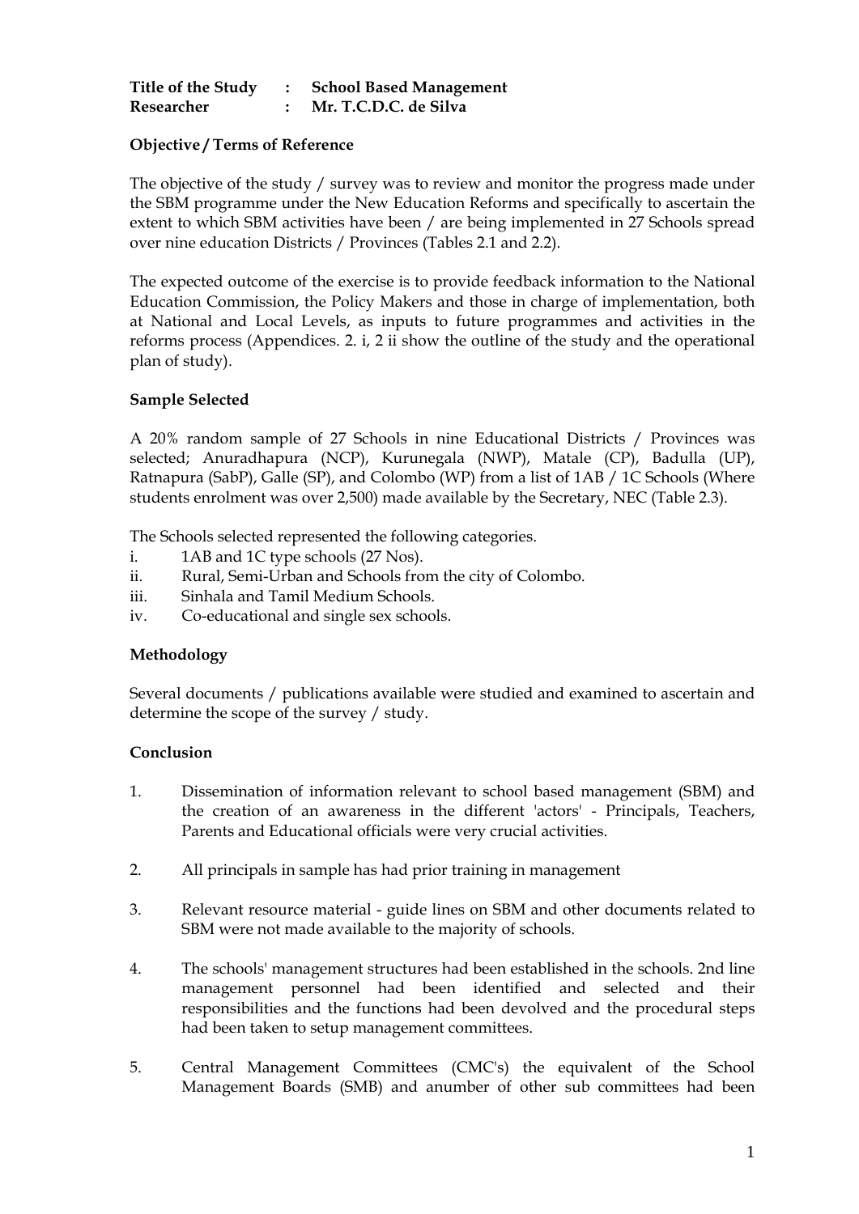**Title of the Study : School Based Management**
**Researcher : Mr. T.C.D.C. de Silva**

**Objective / Terms of Reference**

The objective of the study / survey was to review and monitor the progress made under the SBM programme under the New Education Reforms and specifically to ascertain the extent to which SBM activities have been / are being implemented in 27 Schools spread over nine education Districts / Provinces (Tables 2.1 and 2.2).

The expected outcome of the exercise is to provide feedback information to the National Education Commission, the Policy Makers and those in charge of implementation, both at National and Local Levels, as inputs to future programmes and activities in the reforms process (Appendices. 2. i, 2 ii show the outline of the study and the operational plan of study).

**Sample Selected**

A 20% random sample of 27 Schools in nine Educational Districts / Provinces was selected; Anuradhapura (NCP), Kurunegala (NWP), Matale (CP), Badulla (UP), Ratnapura (SabP), Galle (SP), and Colombo (WP) from a list of 1AB / 1C Schools (Where students enrolment was over 2,500) made available by the Secretary, NEC (Table 2.3).

The Schools selected represented the following categories.

i. 1AB and 1C type schools (27 Nos).
ii. Rural, Semi-Urban and Schools from the city of Colombo.
iii. Sinhala and Tamil Medium Schools.
iv. Co-educational and single sex schools.

**Methodology**

Several documents / publications available were studied and examined to ascertain and determine the scope of the survey / study.

**Conclusion**

1. Dissemination of information relevant to school based management (SBM) and the creation of an awareness in the different 'actors' - Principals, Teachers, Parents and Educational officials were very crucial activities.

2. All principals in sample has had prior training in management

3. Relevant resource material - guide lines on SBM and other documents related to SBM were not made available to the majority of schools.

4. The schools' management structures had been established in the schools. 2nd line management personnel had been identified and selected and their responsibilities and the functions had been devolved and the procedural steps had been taken to setup management committees.

5. Central Management Committees (CMC's) the equivalent of the School Management Boards (SMB) and anumber of other sub committees had been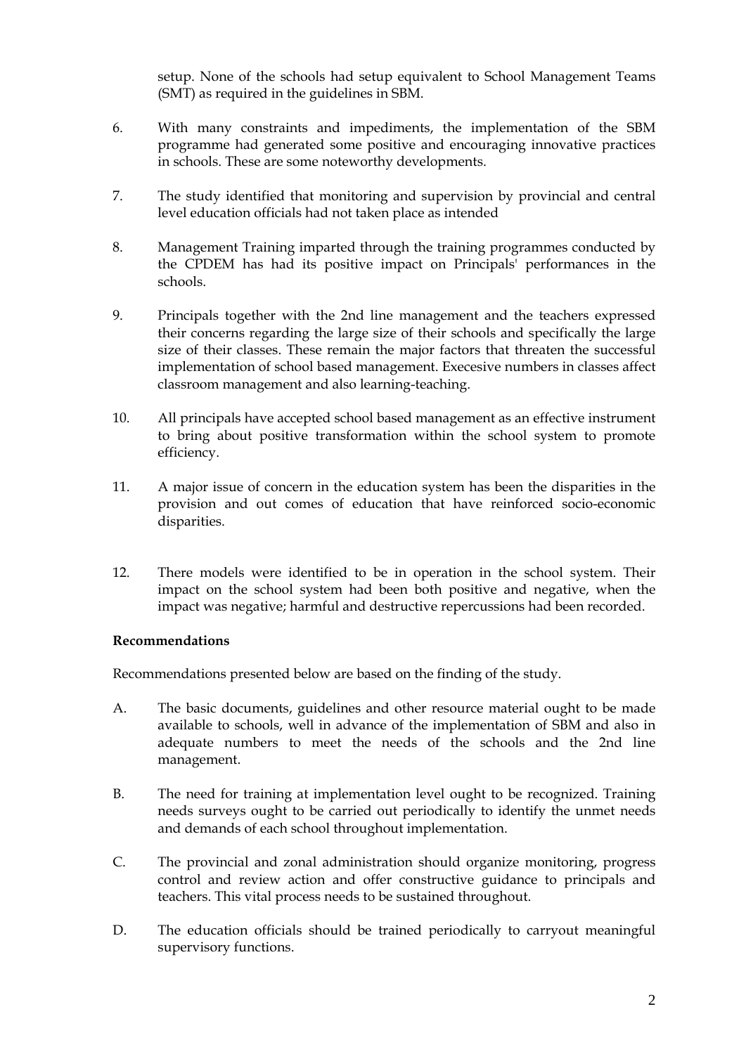setup. None of the schools had setup equivalent to School Management Teams (SMT) as required in the guidelines in SBM.

6. With many constraints and impediments, the implementation of the SBM programme had generated some positive and encouraging innovative practices in schools. These are some noteworthy developments.

7. The study identified that monitoring and supervision by provincial and central level education officials had not taken place as intended

8. Management Training imparted through the training programmes conducted by the CPDEM has had its positive impact on Principals' performances in the schools.

9. Principals together with the 2nd line management and the teachers expressed their concerns regarding the large size of their schools and specifically the large size of their classes. These remain the major factors that threaten the successful implementation of school based management. Execesive numbers in classes affect classroom management and also learning-teaching.

10. All principals have accepted school based management as an effective instrument to bring about positive transformation within the school system to promote efficiency.

11. A major issue of concern in the education system has been the disparities in the provision and out comes of education that have reinforced socio-economic disparities.

12. There models were identified to be in operation in the school system. Their impact on the school system had been both positive and negative, when the impact was negative; harmful and destructive repercussions had been recorded.

**Recommendations**

Recommendations presented below are based on the finding of the study.

A. The basic documents, guidelines and other resource material ought to be made available to schools, well in advance of the implementation of SBM and also in adequate numbers to meet the needs of the schools and the 2nd line management.

B. The need for training at implementation level ought to be recognized. Training needs surveys ought to be carried out periodically to identify the unmet needs and demands of each school throughout implementation.

C. The provincial and zonal administration should organize monitoring, progress control and review action and offer constructive guidance to principals and teachers. This vital process needs to be sustained throughout.

D. The education officials should be trained periodically to carryout meaningful supervisory functions.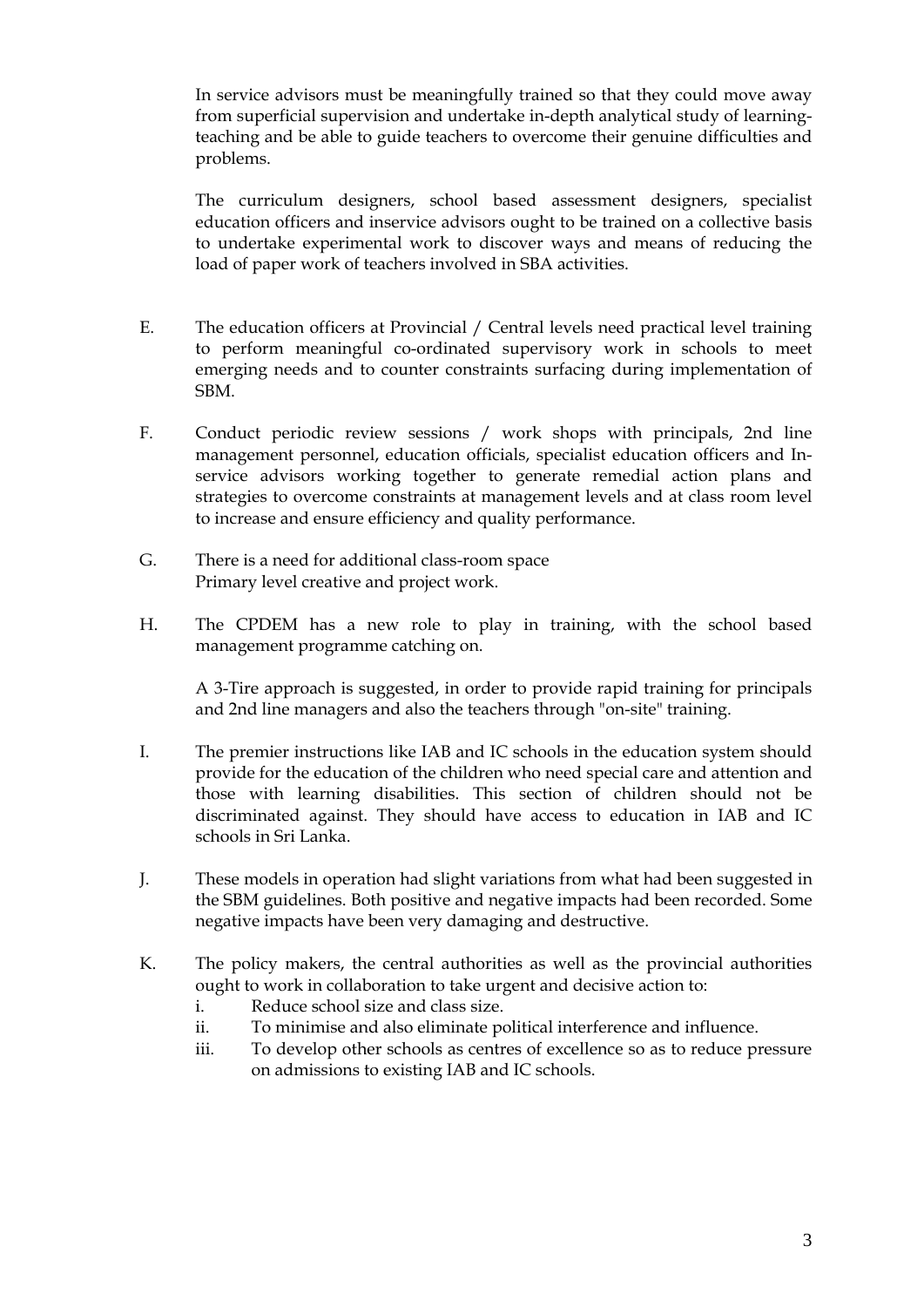In service advisors must be meaningfully trained so that they could move away from superficial supervision and undertake in-depth analytical study of learning-teaching and be able to guide teachers to overcome their genuine difficulties and problems.

The curriculum designers, school based assessment designers, specialist education officers and inservice advisors ought to be trained on a collective basis to undertake experimental work to discover ways and means of reducing the load of paper work of teachers involved in SBA activities.

E. The education officers at Provincial / Central levels need practical level training to perform meaningful co-ordinated supervisory work in schools to meet emerging needs and to counter constraints surfacing during implementation of SBM.

F. Conduct periodic review sessions / work shops with principals, 2nd line management personnel, education officials, specialist education officers and In-service advisors working together to generate remedial action plans and strategies to overcome constraints at management levels and at class room level to increase and ensure efficiency and quality performance.

G. There is a need for additional class-room space
Primary level creative and project work.

H. The CPDEM has a new role to play in training, with the school based management programme catching on.

A 3-Tire approach is suggested, in order to provide rapid training for principals and 2nd line managers and also the teachers through "on-site" training.

I. The premier instructions like IAB and IC schools in the education system should provide for the education of the children who need special care and attention and those with learning disabilities. This section of children should not be discriminated against. They should have access to education in IAB and IC schools in Sri Lanka.

J. These models in operation had slight variations from what had been suggested in the SBM guidelines. Both positive and negative impacts had been recorded. Some negative impacts have been very damaging and destructive.

K. The policy makers, the central authorities as well as the provincial authorities ought to work in collaboration to take urgent and decisive action to:
   i. Reduce school size and class size.
   ii. To minimise and also eliminate political interference and influence.
   iii. To develop other schools as centres of excellence so as to reduce pressure on admissions to existing IAB and IC schools.